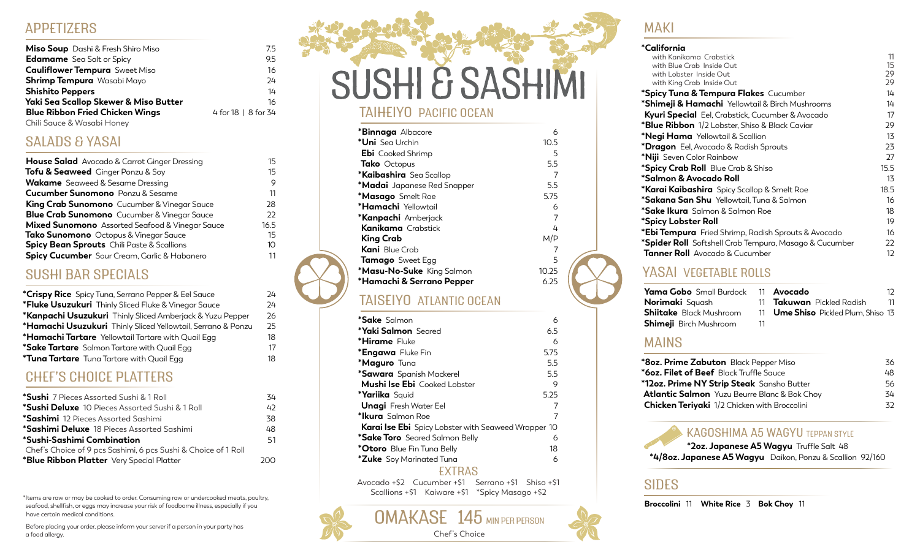## APPETIZERS

| Item | Price |
| --- | --- |
| **Miso Soup** Dashi & Fresh Shiro Miso | 7.5 |
| **Edamame** Sea Salt or Spicy | 9.5 |
| **Cauliflower Tempura** Sweet Miso | 16 |
| **Shrimp Tempura** Wasabi Mayo | 24 |
| **Shishito Peppers** | 14 |
| **Yaki Sea Scallop Skewer & Miso Butter** | 16 |
| **Blue Ribbon Fried Chicken Wings** Chili Sauce & Wasabi Honey | 4 for 18 \| 8 for 34 |

## SALADS & YASAI

| Item | Price |
| --- | --- |
| **House Salad** Avocado & Carrot Ginger Dressing | 15 |
| **Tofu & Seaweed** Ginger Ponzu & Soy | 15 |
| **Wakame** Seaweed & Sesame Dressing | 9 |
| **Cucumber Sunomono** Ponzu & Sesame | 11 |
| **King Crab Sunomono** Cucumber & Vinegar Sauce | 28 |
| **Blue Crab Sunomono** Cucumber & Vinegar Sauce | 22 |
| **Mixed Sunomono** Assorted Seafood & Vinegar Sauce | 16.5 |
| **Tako Sunomono** Octopus & Vinegar Sauce | 15 |
| **Spicy Bean Sprouts** Chili Paste & Scallions | 10 |
| **Spicy Cucumber** Sour Cream, Garlic & Habanero | 11 |

## SUSHI BAR SPECIALS

| Item | Price |
| --- | --- |
| ***Crispy Rice** Spicy Tuna, Serrano Pepper & Eel Sauce | 24 |
| ***Fluke Usuzukuri** Thinly Sliced Fluke & Vinegar Sauce | 24 |
| ***Kanpachi Usuzukuri** Thinly Sliced Amberjack & Yuzu Pepper | 26 |
| ***Hamachi Usuzukuri** Thinly Sliced Yellowtail, Serrano & Ponzu | 25 |
| ***Hamachi Tartare** Yellowtail Tartare with Quail Egg | 18 |
| ***Sake Tartare** Salmon Tartare with Quail Egg | 17 |
| ***Tuna Tartare** Tuna Tartare with Quail Egg | 18 |

## CHEF'S CHOICE PLATTERS

| Item | Price |
| --- | --- |
| ***Sushi** 7 Pieces Assorted Sushi & 1 Roll | 34 |
| ***Sushi Deluxe** 10 Pieces Assorted Sushi & 1 Roll | 42 |
| ***Sashimi** 12 Pieces Assorted Sashimi | 38 |
| ***Sashimi Deluxe** 18 Pieces Assorted Sashimi | 48 |
| ***Sushi-Sashimi Combination** Chef's Choice of 9 pcs Sashimi, 6 pcs Sushi & Choice of 1 Roll | 51 |
| ***Blue Ribbon Platter** Very Special Platter | 200 |

*Items are raw or may be cooked to order. Consuming raw or undercooked meats, poultry, seafood, shellfish, or eggs may increase your risk of foodborne illness, especially if you have certain medical conditions.

Before placing your order, please inform your server if a person in your party has a food allergy.

# SUSHI & SASHIMI

## TAIHEIYO PACIFIC OCEAN

| Item | Price |
| --- | --- |
| ***Binnaga** Albacore | 6 |
| ***Uni** Sea Urchin | 10.5 |
| **Ebi** Cooked Shrimp | 5 |
| **Tako** Octopus | 5.5 |
| ***Kaibashira** Sea Scallop | 7 |
| ***Madai** Japanese Red Snapper | 5.5 |
| ***Masago** Smelt Roe | 5.75 |
| ***Hamachi** Yellowtail | 6 |
| ***Kanpachi** Amberjack | 7 |
| **Kanikama** Crabstick | 4 |
| **King Crab** | M/P |
| **Kani** Blue Crab | 7 |
| **Tamago** Sweet Egg | 5 |
| ***Masu-No-Suke** King Salmon | 10.25 |
| ***Hamachi & Serrano Pepper** | 6.25 |

## TAISEIYO ATLANTIC OCEAN

| Item | Price |
| --- | --- |
| ***Sake** Salmon | 6 |
| ***Yaki Salmon** Seared | 6.5 |
| ***Hirame** Fluke | 6 |
| ***Engawa** Fluke Fin | 5.75 |
| ***Maguro** Tuna | 5.5 |
| ***Sawara** Spanish Mackerel | 5.5 |
| **Mushi Ise Ebi** Cooked Lobster | 9 |
| ***Yariika** Squid | 5.25 |
| **Unagi** Fresh Water Eel | 7 |
| ***Ikura** Salmon Roe | 7 |
| **Karai Ise Ebi** Spicy Lobster with Seaweed Wrapper | 10 |
| ***Sake Toro** Seared Salmon Belly | 6 |
| ***Otoro** Blue Fin Tuna Belly | 18 |
| ***Zuke** Soy Marinated Tuna | 6 |

### EXTRAS

Avocado +$2 Cucumber +$1 Serrano +$1 Shiso +$1
Scallions +$1 Kaiware +$1 *Spicy Masago +$2

## OMAKASE 145 MIN PER PERSON

Chef's Choice

## MAKI

| Item | Price |
| --- | --- |
| ***California** with Kanikama Crabstick | 11 |
| with Blue Crab Inside Out | 15 |
| with Lobster Inside Out | 29 |
| with King Crab Inside Out | 29 |
| ***Spicy Tuna & Tempura Flakes** Cucumber | 14 |
| ***Shimeji & Hamachi** Yellowtail & Birch Mushrooms | 14 |
| **Kyuri Special** Eel, Crabstick, Cucumber & Avocado | 17 |
| ***Blue Ribbon** 1/2 Lobster, Shiso & Black Caviar | 29 |
| ***Negi Hama** Yellowtail & Scallion | 13 |
| ***Dragon** Eel, Avocado & Radish Sprouts | 23 |
| ***Niji** Seven Color Rainbow | 27 |
| ***Spicy Crab Roll** Blue Crab & Shiso | 15.5 |
| ***Salmon & Avocado Roll** | 13 |
| ***Karai Kaibashira** Spicy Scallop & Smelt Roe | 18.5 |
| ***Sakana San Shu** Yellowtail, Tuna & Salmon | 16 |
| ***Sake Ikura** Salmon & Salmon Roe | 18 |
| ***Spicy Lobster Roll** | 19 |
| ***Ebi Tempura** Fried Shrimp, Radish Sprouts & Avocado | 16 |
| ***Spider Roll** Softshell Crab Tempura, Masago & Cucumber | 22 |
| **Tanner Roll** Avocado & Cucumber | 12 |

## YASAI VEGETABLE ROLLS

| Item | Price |
| --- | --- |
| **Yama Gobo** Small Burdock | 11 |
| **Norimaki** Squash | 11 |
| **Shiitake** Black Mushroom | 11 |
| **Shimeji** Birch Mushroom | 11 |
| **Avocado** | 12 |
| **Takuwan** Pickled Radish | 11 |
| **Ume Shiso** Pickled Plum, Shiso | 13 |

## MAINS

| Item | Price |
| --- | --- |
| ***8oz. Prime Zabuton** Black Pepper Miso | 36 |
| ***6oz. Filet of Beef** Black Truffle Sauce | 48 |
| ***12oz. Prime NY Strip Steak** Sansho Butter | 56 |
| **Atlantic Salmon** Yuzu Beurre Blanc & Bok Choy | 34 |
| **Chicken Teriyaki** 1/2 Chicken with Broccolini | 32 |

### KAGOSHIMA A5 WAGYU TEPPAN STYLE

***2oz. Japanese A5 Wagyu** Truffle Salt 48

***4/8oz. Japanese A5 Wagyu** Daikon, Ponzu & Scallion 92/160

## SIDES

**Broccolini** 11 **White Rice** 3 **Bok Choy** 11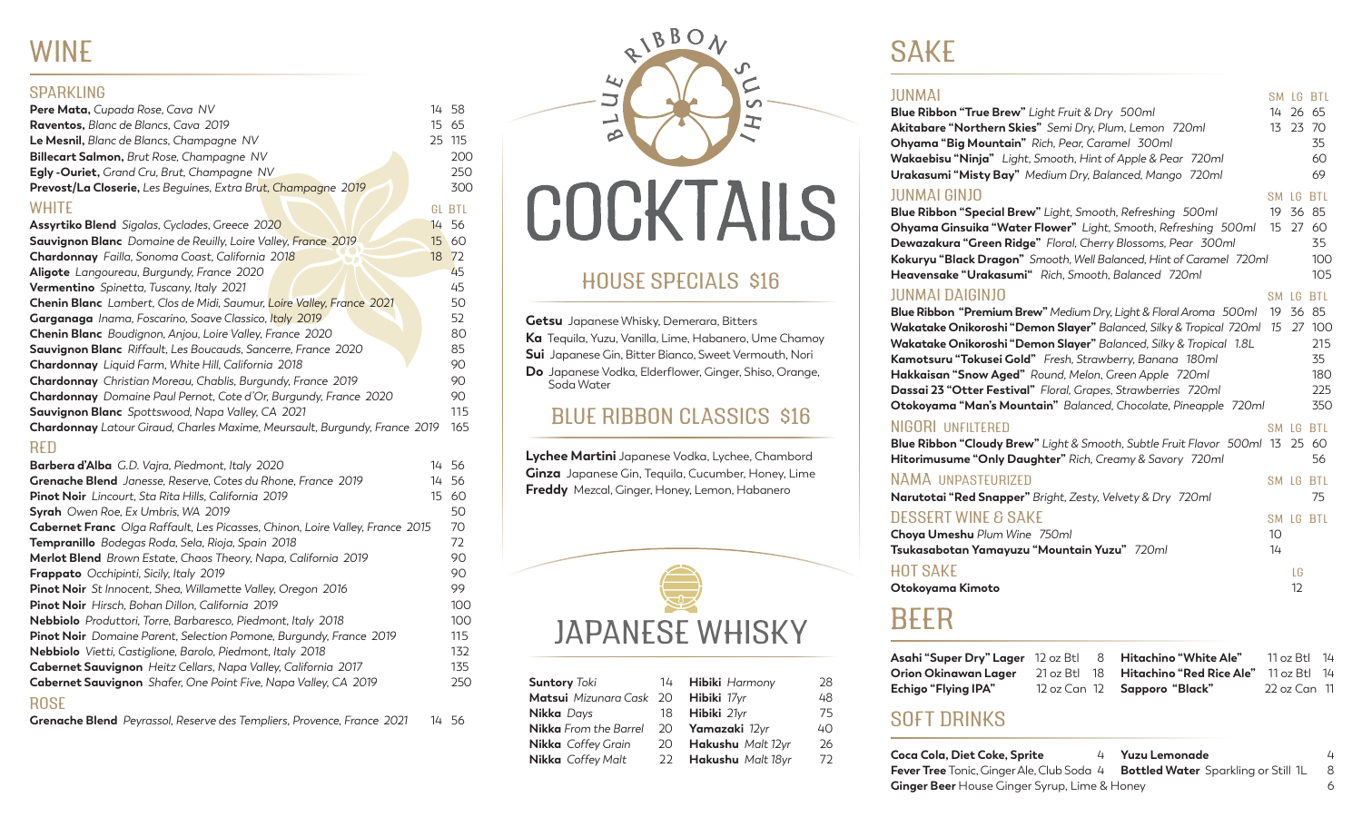# WINE

## SPARKLING

| | | |
|---|---|---|
| **Pere Mata,** *Cupada Rose, Cava NV* | 14 | 58 |
| **Raventos,** *Blanc de Blancs, Cava 2019* | 15 | 65 |
| **Le Mesnil,** *Blanc de Blancs, Champagne NV* | 25 | 115 |
| **Billecart Salmon,** *Brut Rose, Champagne NV* | | 200 |
| **Egly -Ouriet,** *Grand Cru, Brut, Champagne NV* | | 250 |
| **Prevost/La Closerie,** *Les Beguines, Extra Brut, Champagne 2019* | | 300 |

## WHITE

| | GL | BTL |
|---|---|---|
| **Assyrtiko Blend** *Sigalas, Cyclades, Greece 2020* | 14 | 56 |
| **Sauvignon Blanc** *Domaine de Reuilly, Loire Valley, France 2019* | 15 | 60 |
| **Chardonnay** *Failla, Sonoma Coast, California 2018* | 18 | 72 |
| **Aligote** *Langoureau, Burgundy, France 2020* | | 45 |
| **Vermentino** *Spinetta, Tuscany, Italy 2021* | | 45 |
| **Chenin Blanc** *Lambert, Clos de Midi, Saumur, Loire Valley, France 2021* | | 50 |
| **Garganaga** *Inama, Foscarino, Soave Classico, Italy 2019* | | 52 |
| **Chenin Blanc** *Boudignon, Anjou, Loire Valley, France 2020* | | 80 |
| **Sauvignon Blanc** *Riffault, Les Boucauds, Sancerre, France 2020* | | 85 |
| **Chardonnay** *Liquid Farm, White Hill, California 2018* | | 90 |
| **Chardonnay** *Christian Moreau, Chablis, Burgundy, France 2019* | | 90 |
| **Chardonnay** *Domaine Paul Pernot, Cote d'Or, Burgundy, France 2020* | | 90 |
| **Sauvignon Blanc** *Spottswood, Napa Valley, CA 2021* | | 115 |
| **Chardonnay** *Latour Giraud, Charles Maxime, Meursault, Burgundy, France 2019* | | 165 |

## RED

| | | |
|---|---|---|
| **Barbera d'Alba** *G.D. Vajra, Piedmont, Italy 2020* | 14 | 56 |
| **Grenache Blend** *Janesse, Reserve, Cotes du Rhone, France 2019* | 14 | 56 |
| **Pinot Noir** *Lincourt, Sta Rita Hills, California 2019* | 15 | 60 |
| **Syrah** *Owen Roe, Ex Umbris, WA 2019* | | 50 |
| **Cabernet Franc** *Olga Raffault, Les Picasses, Chinon, Loire Valley, France 2015* | | 70 |
| **Tempranillo** *Bodegas Roda, Sela, Rioja, Spain 2018* | | 72 |
| **Merlot Blend** *Brown Estate, Chaos Theory, Napa, California 2019* | | 90 |
| **Frappato** *Occhipinti, Sicily, Italy 2019* | | 90 |
| **Pinot Noir** *St Innocent, Shea, Willamette Valley, Oregon 2016* | | 99 |
| **Pinot Noir** *Hirsch, Bohan Dillon, California 2019* | | 100 |
| **Nebbiolo** *Produttori, Torre, Barbaresco, Piedmont, Italy 2018* | | 100 |
| **Pinot Noir** *Domaine Parent, Selection Pomone, Burgundy, France 2019* | | 115 |
| **Nebbiolo** *Vietti, Castiglione, Barolo, Piedmont, Italy 2018* | | 132 |
| **Cabernet Sauvignon** *Heitz Cellars, Napa Valley, California 2017* | | 135 |
| **Cabernet Sauvignon** *Shafer, One Point Five, Napa Valley, CA 2019* | | 250 |

## ROSE

| | | |
|---|---|---|
| **Grenache Blend** *Peyrassol, Reserve des Templiers, Provence, France 2021* | 14 | 56 |

BLUE RIBBON SUSHI

# COCKTAILS

## HOUSE SPECIALS $16

**Getsu** Japanese Whisky, Demerara, Bitters
**Ka** Tequila, Yuzu, Vanilla, Lime, Habanero, Ume Chamoy
**Sui** Japanese Gin, Bitter Bianco, Sweet Vermouth, Nori
**Do** Japanese Vodka, Elderflower, Ginger, Shiso, Orange, Soda Water

## BLUE RIBBON CLASSICS $16

**Lychee Martini** Japanese Vodka, Lychee, Chambord
**Ginza** Japanese Gin, Tequila, Cucumber, Honey, Lime
**Freddy** Mezcal, Ginger, Honey, Lemon, Habanero

# JAPANESE WHISKY

| | | | |
|---|---|---|---|
| **Suntory** *Toki* | 14 | **Hibiki** *Harmony* | 28 |
| **Matsui** *Mizunara Cask* | 20 | **Hibiki** *17yr* | 48 |
| **Nikka** *Days* | 18 | **Hibiki** *21yr* | 75 |
| **Nikka** *From the Barrel* | 20 | **Yamazaki** *12yr* | 40 |
| **Nikka** *Coffey Grain* | 20 | **Hakushu** *Malt 12yr* | 26 |
| **Nikka** *Coffey Malt* | 22 | **Hakushu** *Malt 18yr* | 72 |

# SAKE

## JUNMAI

| | SM | LG | BTL |
|---|---|---|---|
| **Blue Ribbon "True Brew"** *Light Fruit & Dry 500ml* | 14 | 26 | 65 |
| **Akitabare "Northern Skies"** *Semi Dry, Plum, Lemon 720ml* | 13 | 23 | 70 |
| **Ohyama "Big Mountain"** *Rich, Pear, Caramel 300ml* | | | 35 |
| **Wakaebisu "Ninja"** *Light, Smooth, Hint of Apple & Pear 720ml* | | | 60 |
| **Urakasumi "Misty Bay"** *Medium Dry, Balanced, Mango 720ml* | | | 69 |

## JUNMAI GINJO

| | SM | LG | BTL |
|---|---|---|---|
| **Blue Ribbon "Special Brew"** *Light, Smooth, Refreshing 500ml* | 19 | 36 | 85 |
| **Ohyama Ginsuika "Water Flower"** *Light, Smooth, Refreshing 500ml* | 15 | 27 | 60 |
| **Dewazakura "Green Ridge"** *Floral, Cherry Blossoms, Pear 300ml* | | | 35 |
| **Kokuryu "Black Dragon"** *Smooth, Well Balanced, Hint of Caramel 720ml* | | | 100 |
| **Heavensake "Urakasumi"** *Rich, Smooth, Balanced 720ml* | | | 105 |

## JUNMAI DAIGINJO

| | SM | LG | BTL |
|---|---|---|---|
| **Blue Ribbon "Premium Brew"** *Medium Dry, Light & Floral Aroma 500ml* | 19 | 36 | 85 |
| **Wakatake Onikoroshi "Demon Slayer"** *Balanced, Silky & Tropical 720ml* | 15 | 27 | 100 |
| **Wakatake Onikoroshi "Demon Slayer"** *Balanced, Silky & Tropical 1.8L* | | | 215 |
| **Kamotsuru "Tokusei Gold"** *Fresh, Strawberry, Banana 180ml* | | | 35 |
| **Hakkaisan "Snow Aged"** *Round, Melon, Green Apple 720ml* | | | 180 |
| **Dassai 23 "Otter Festival"** *Floral, Grapes, Strawberries 720ml* | | | 225 |
| **Otokoyama "Man's Mountain"** *Balanced, Chocolate, Pineapple 720ml* | | | 350 |

## NIGORI UNFILTERED

| | SM | LG | BTL |
|---|---|---|---|
| **Blue Ribbon "Cloudy Brew"** *Light & Smooth, Subtle Fruit Flavor 500ml* | 13 | 25 | 60 |
| **Hitorimusume "Only Daughter"** *Rich, Creamy & Savory 720ml* | | | 56 |

## NAMA UNPASTEURIZED

| | SM | LG | BTL |
|---|---|---|---|
| **Narutotai "Red Snapper"** *Bright, Zesty, Velvety & Dry 720ml* | | | 75 |

## DESSERT WINE & SAKE

| | SM | LG | BTL |
|---|---|---|---|
| **Choya Umeshu** *Plum Wine 750ml* | 10 | | |
| **Tsukasabotan Yamayuzu "Mountain Yuzu"** *720ml* | 14 | | |

## HOT SAKE

| | LG |
|---|---|
| **Otokoyama Kimoto** | 12 |

# BEER

| | | | | | |
|---|---|---|---|---|---|
| **Asahi "Super Dry" Lager** | 12 oz Btl | 8 | **Hitachino "White Ale"** | 11 oz Btl | 14 |
| **Orion Okinawan Lager** | 21 oz Btl | 18 | **Hitachino "Red Rice Ale"** | 11 oz Btl | 14 |
| **Echigo "Flying IPA"** | 12 oz Can | 12 | **Sapporo "Black"** | 22 oz Can | 11 |

# SOFT DRINKS

| | | | |
|---|---|---|---|
| **Coca Cola, Diet Coke, Sprite** | 4 | **Yuzu Lemonade** | 4 |
| **Fever Tree** Tonic, Ginger Ale, Club Soda | 4 | **Bottled Water** Sparkling or Still 1L | 8 |
| **Ginger Beer** House Ginger Syrup, Lime & Honey | | | 6 |